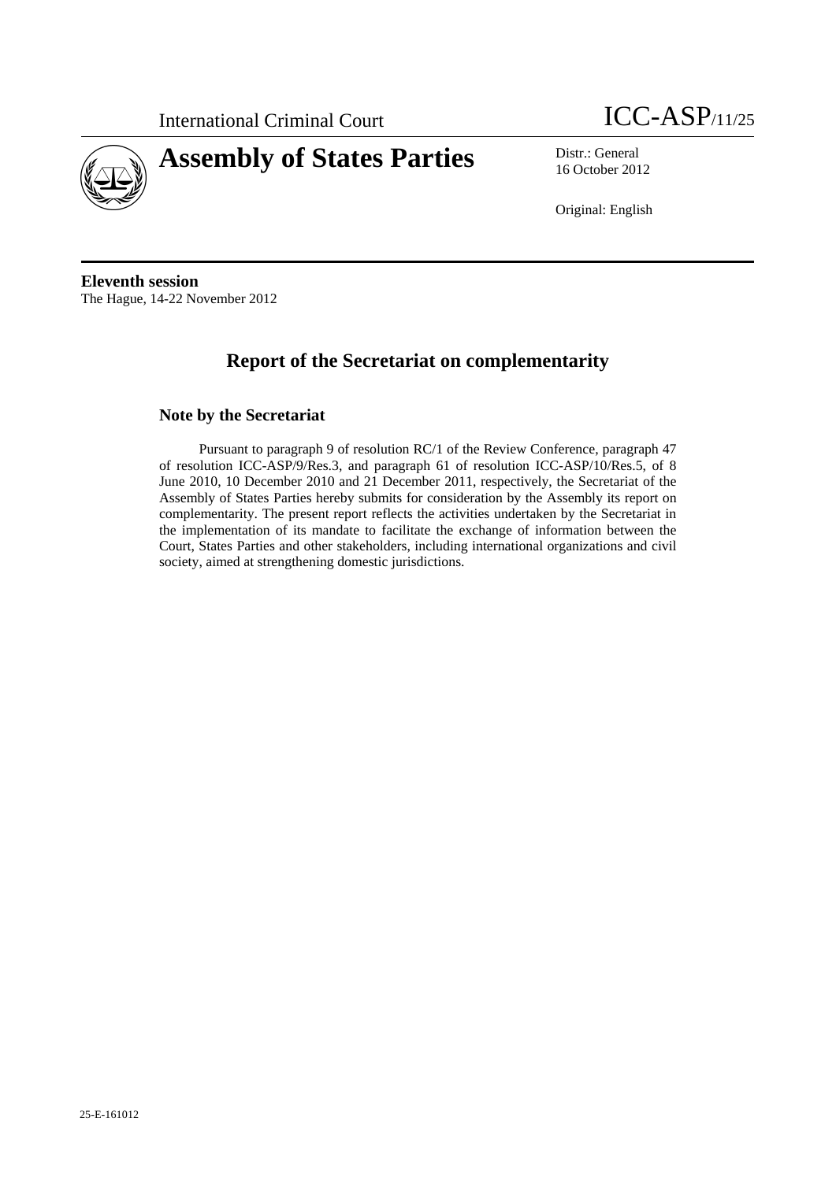International Criminal Court

ICC-ASP/11/25

# Assembly of States Parties

Distr.: General
16 October 2012

Original: English

**Eleventh session**
The Hague, 14-22 November 2012

## Report of the Secretariat on complementarity

### Note by the Secretariat

Pursuant to paragraph 9 of resolution RC/1 of the Review Conference, paragraph 47 of resolution ICC-ASP/9/Res.3, and paragraph 61 of resolution ICC-ASP/10/Res.5, of 8 June 2010, 10 December 2010 and 21 December 2011, respectively, the Secretariat of the Assembly of States Parties hereby submits for consideration by the Assembly its report on complementarity. The present report reflects the activities undertaken by the Secretariat in the implementation of its mandate to facilitate the exchange of information between the Court, States Parties and other stakeholders, including international organizations and civil society, aimed at strengthening domestic jurisdictions.

25-E-161012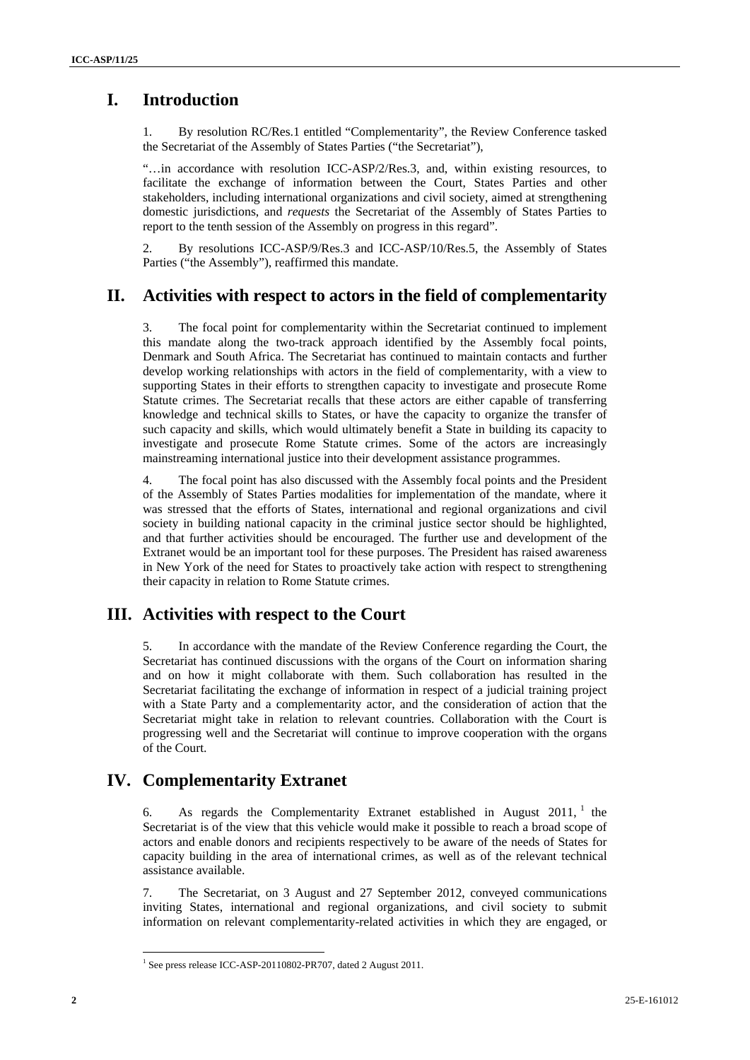# I. Introduction

1. By resolution RC/Res.1 entitled "Complementarity", the Review Conference tasked the Secretariat of the Assembly of States Parties ("the Secretariat"),

"…in accordance with resolution ICC-ASP/2/Res.3, and, within existing resources, to facilitate the exchange of information between the Court, States Parties and other stakeholders, including international organizations and civil society, aimed at strengthening domestic jurisdictions, and *requests* the Secretariat of the Assembly of States Parties to report to the tenth session of the Assembly on progress in this regard".

2. By resolutions ICC-ASP/9/Res.3 and ICC-ASP/10/Res.5, the Assembly of States Parties ("the Assembly"), reaffirmed this mandate.

# II. Activities with respect to actors in the field of complementarity

3. The focal point for complementarity within the Secretariat continued to implement this mandate along the two-track approach identified by the Assembly focal points, Denmark and South Africa. The Secretariat has continued to maintain contacts and further develop working relationships with actors in the field of complementarity, with a view to supporting States in their efforts to strengthen capacity to investigate and prosecute Rome Statute crimes. The Secretariat recalls that these actors are either capable of transferring knowledge and technical skills to States, or have the capacity to organize the transfer of such capacity and skills, which would ultimately benefit a State in building its capacity to investigate and prosecute Rome Statute crimes. Some of the actors are increasingly mainstreaming international justice into their development assistance programmes.

4. The focal point has also discussed with the Assembly focal points and the President of the Assembly of States Parties modalities for implementation of the mandate, where it was stressed that the efforts of States, international and regional organizations and civil society in building national capacity in the criminal justice sector should be highlighted, and that further activities should be encouraged. The further use and development of the Extranet would be an important tool for these purposes. The President has raised awareness in New York of the need for States to proactively take action with respect to strengthening their capacity in relation to Rome Statute crimes.

# III. Activities with respect to the Court

5. In accordance with the mandate of the Review Conference regarding the Court, the Secretariat has continued discussions with the organs of the Court on information sharing and on how it might collaborate with them. Such collaboration has resulted in the Secretariat facilitating the exchange of information in respect of a judicial training project with a State Party and a complementarity actor, and the consideration of action that the Secretariat might take in relation to relevant countries. Collaboration with the Court is progressing well and the Secretariat will continue to improve cooperation with the organs of the Court.

# IV. Complementarity Extranet

6. As regards the Complementarity Extranet established in August 2011,[1] the Secretariat is of the view that this vehicle would make it possible to reach a broad scope of actors and enable donors and recipients respectively to be aware of the needs of States for capacity building in the area of international crimes, as well as of the relevant technical assistance available.

7. The Secretariat, on 3 August and 27 September 2012, conveyed communications inviting States, international and regional organizations, and civil society to submit information on relevant complementarity-related activities in which they are engaged, or

[1] See press release ICC-ASP-20110802-PR707, dated 2 August 2011.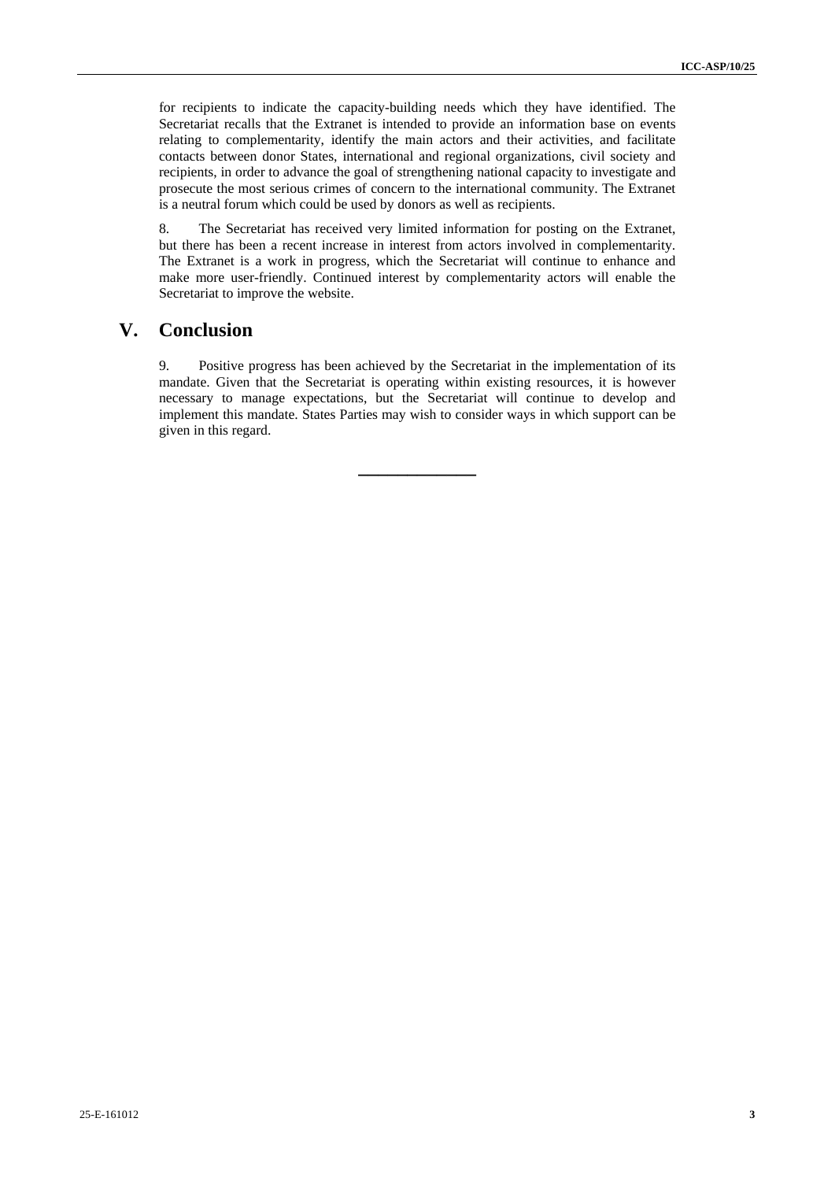for recipients to indicate the capacity-building needs which they have identified. The Secretariat recalls that the Extranet is intended to provide an information base on events relating to complementarity, identify the main actors and their activities, and facilitate contacts between donor States, international and regional organizations, civil society and recipients, in order to advance the goal of strengthening national capacity to investigate and prosecute the most serious crimes of concern to the international community. The Extranet is a neutral forum which could be used by donors as well as recipients.

8. The Secretariat has received very limited information for posting on the Extranet, but there has been a recent increase in interest from actors involved in complementarity. The Extranet is a work in progress, which the Secretariat will continue to enhance and make more user-friendly. Continued interest by complementarity actors will enable the Secretariat to improve the website.

# V. Conclusion

9. Positive progress has been achieved by the Secretariat in the implementation of its mandate. Given that the Secretariat is operating within existing resources, it is however necessary to manage expectations, but the Secretariat will continue to develop and implement this mandate. States Parties may wish to consider ways in which support can be given in this regard.

---